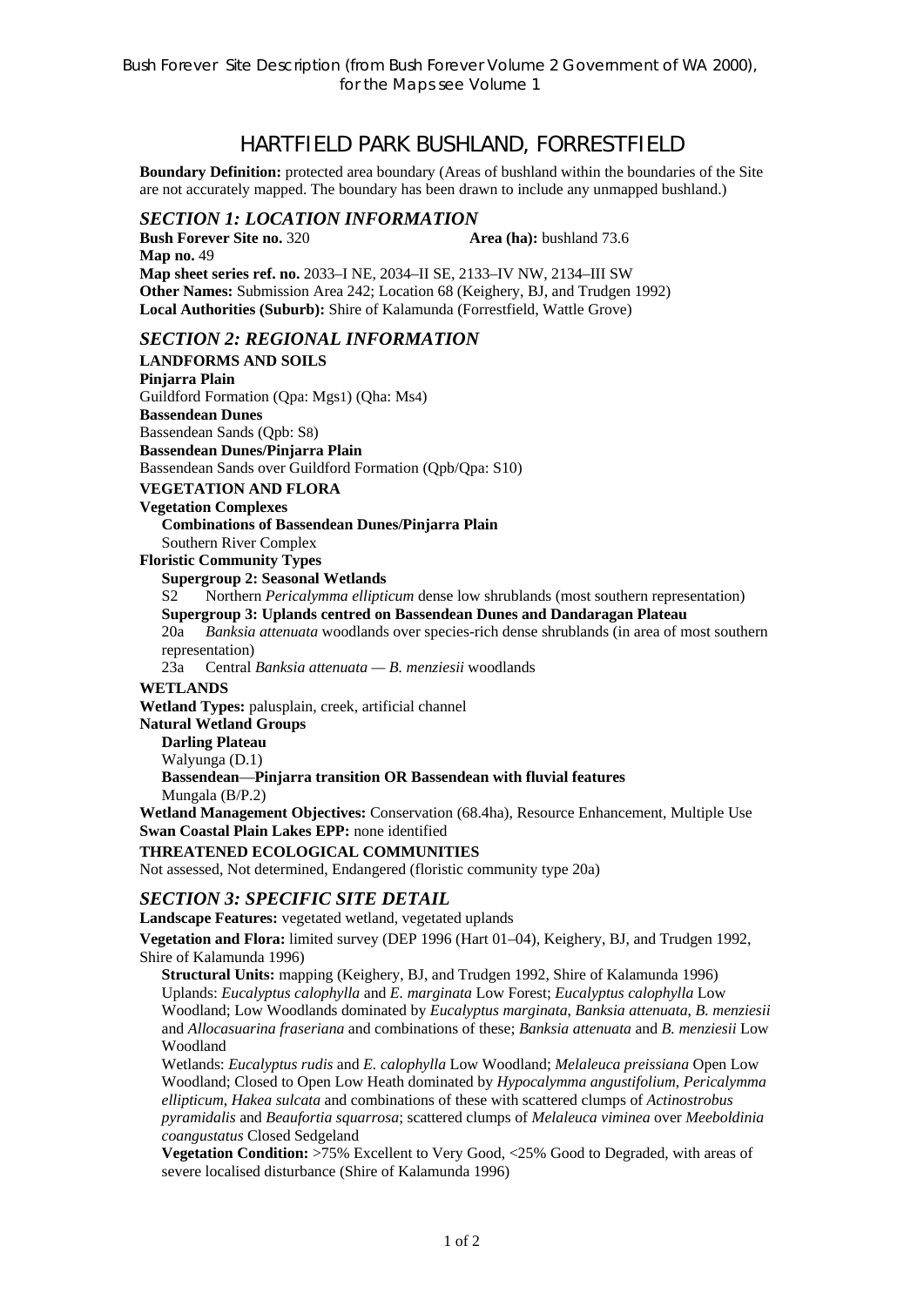Bush Forever Site Description (from Bush Forever Volume 2 Government of WA 2000), for the Maps see Volume 1

# HARTFIELD PARK BUSHLAND, FORRESTFIELD

**Boundary Definition:** protected area boundary (Areas of bushland within the boundaries of the Site are not accurately mapped. The boundary has been drawn to include any unmapped bushland.)

## *SECTION 1: LOCATION INFORMATION*

**Bush Forever Site no.** 320 **Area (ha):** bushland 73.6
**Map no.** 49
**Map sheet series ref. no.** 2033–I NE, 2034–II SE, 2133–IV NW, 2134–III SW
**Other Names:** Submission Area 242; Location 68 (Keighery, BJ, and Trudgen 1992)
**Local Authorities (Suburb):** Shire of Kalamunda (Forrestfield, Wattle Grove)

## *SECTION 2: REGIONAL INFORMATION*

**LANDFORMS AND SOILS**

**Pinjarra Plain**
Guildford Formation (Qpa: Mgs1) (Qha: Ms4)
**Bassendean Dunes**
Bassendean Sands (Qpb: S8)
**Bassendean Dunes/Pinjarra Plain**
Bassendean Sands over Guildford Formation (Qpb/Qpa: S10)

**VEGETATION AND FLORA**

**Vegetation Complexes**
**Combinations of Bassendean Dunes/Pinjarra Plain**
Southern River Complex

**Floristic Community Types**
**Supergroup 2: Seasonal Wetlands**
S2 Northern *Pericalymma ellipticum* dense low shrublands (most southern representation)
**Supergroup 3: Uplands centred on Bassendean Dunes and Dandaragan Plateau**
20a *Banksia attenuata* woodlands over species-rich dense shrublands (in area of most southern representation)
23a Central *Banksia attenuata — B. menziesii* woodlands

**WETLANDS**

**Wetland Types:** palusplain, creek, artificial channel
**Natural Wetland Groups**
**Darling Plateau**
Walyunga (D.1)
**Bassendean—Pinjarra transition OR Bassendean with fluvial features**
Mungala (B/P.2)
**Wetland Management Objectives:** Conservation (68.4ha), Resource Enhancement, Multiple Use
**Swan Coastal Plain Lakes EPP:** none identified

**THREATENED ECOLOGICAL COMMUNITIES**

Not assessed, Not determined, Endangered (floristic community type 20a)

## *SECTION 3: SPECIFIC SITE DETAIL*

**Landscape Features:** vegetated wetland, vegetated uplands

**Vegetation and Flora:** limited survey (DEP 1996 (Hart 01–04), Keighery, BJ, and Trudgen 1992, Shire of Kalamunda 1996)

**Structural Units:** mapping (Keighery, BJ, and Trudgen 1992, Shire of Kalamunda 1996)
Uplands: *Eucalyptus calophylla* and *E. marginata* Low Forest; *Eucalyptus calophylla* Low Woodland; Low Woodlands dominated by *Eucalyptus marginata*, *Banksia attenuata*, *B. menziesii* and *Allocasuarina fraseriana* and combinations of these; *Banksia attenuata* and *B. menziesii* Low Woodland
Wetlands: *Eucalyptus rudis* and *E. calophylla* Low Woodland; *Melaleuca preissiana* Open Low Woodland; Closed to Open Low Heath dominated by *Hypocalymma angustifolium*, *Pericalymma ellipticum*, *Hakea sulcata* and combinations of these with scattered clumps of *Actinostrobus pyramidalis* and *Beaufortia squarrosa*; scattered clumps of *Melaleuca viminea* over *Meeboldinia coangustatus* Closed Sedgeland

**Vegetation Condition:** >75% Excellent to Very Good, <25% Good to Degraded, with areas of severe localised disturbance (Shire of Kalamunda 1996)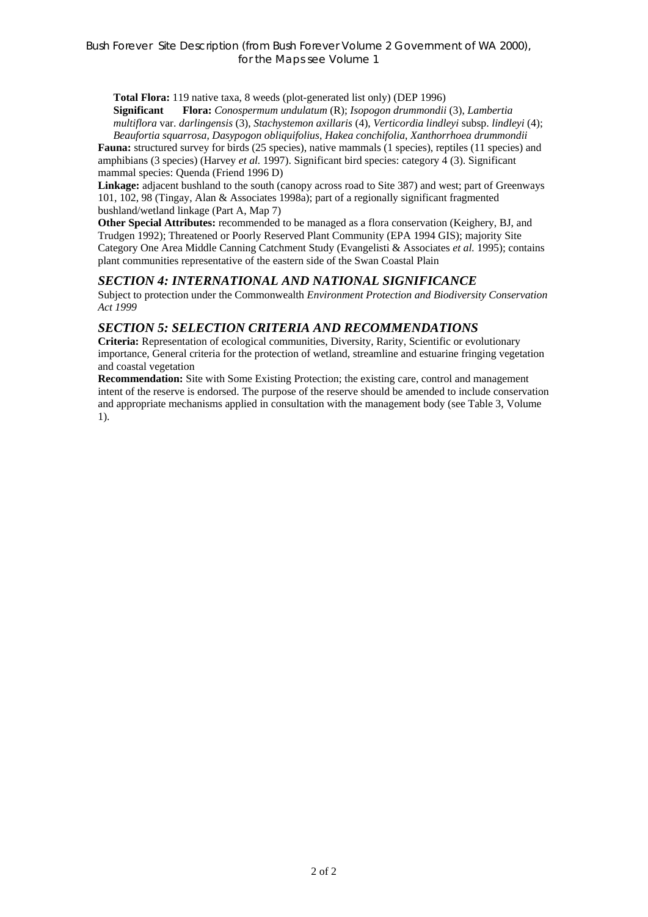**Total Flora:** 119 native taxa, 8 weeds (plot-generated list only) (DEP 1996)

**Significant Flora:** *Conospermum undulatum* (R); *Isopogon drummondii* (3), *Lambertia multiflora* var. *darlingensis* (3), *Stachystemon axillaris* (4), *Verticordia lindleyi* subsp. *lindleyi* (4); *Beaufortia squarrosa*, *Dasypogon obliquifolius*, *Hakea conchifolia*, *Xanthorrhoea drummondii*

**Fauna:** structured survey for birds (25 species), native mammals (1 species), reptiles (11 species) and amphibians (3 species) (Harvey *et al.* 1997). Significant bird species: category 4 (3). Significant mammal species: Quenda (Friend 1996 D)

**Linkage:** adjacent bushland to the south (canopy across road to Site 387) and west; part of Greenways 101, 102, 98 (Tingay, Alan & Associates 1998a); part of a regionally significant fragmented bushland/wetland linkage (Part A, Map 7)

**Other Special Attributes:** recommended to be managed as a flora conservation (Keighery, BJ, and Trudgen 1992); Threatened or Poorly Reserved Plant Community (EPA 1994 GIS); majority Site Category One Area Middle Canning Catchment Study (Evangelisti & Associates *et al.* 1995); contains plant communities representative of the eastern side of the Swan Coastal Plain

## SECTION 4: INTERNATIONAL AND NATIONAL SIGNIFICANCE

Subject to protection under the Commonwealth *Environment Protection and Biodiversity Conservation Act 1999*

## SECTION 5: SELECTION CRITERIA AND RECOMMENDATIONS

**Criteria:** Representation of ecological communities, Diversity, Rarity, Scientific or evolutionary importance, General criteria for the protection of wetland, streamline and estuarine fringing vegetation and coastal vegetation

**Recommendation:** Site with Some Existing Protection; the existing care, control and management intent of the reserve is endorsed. The purpose of the reserve should be amended to include conservation and appropriate mechanisms applied in consultation with the management body (see Table 3, Volume 1).